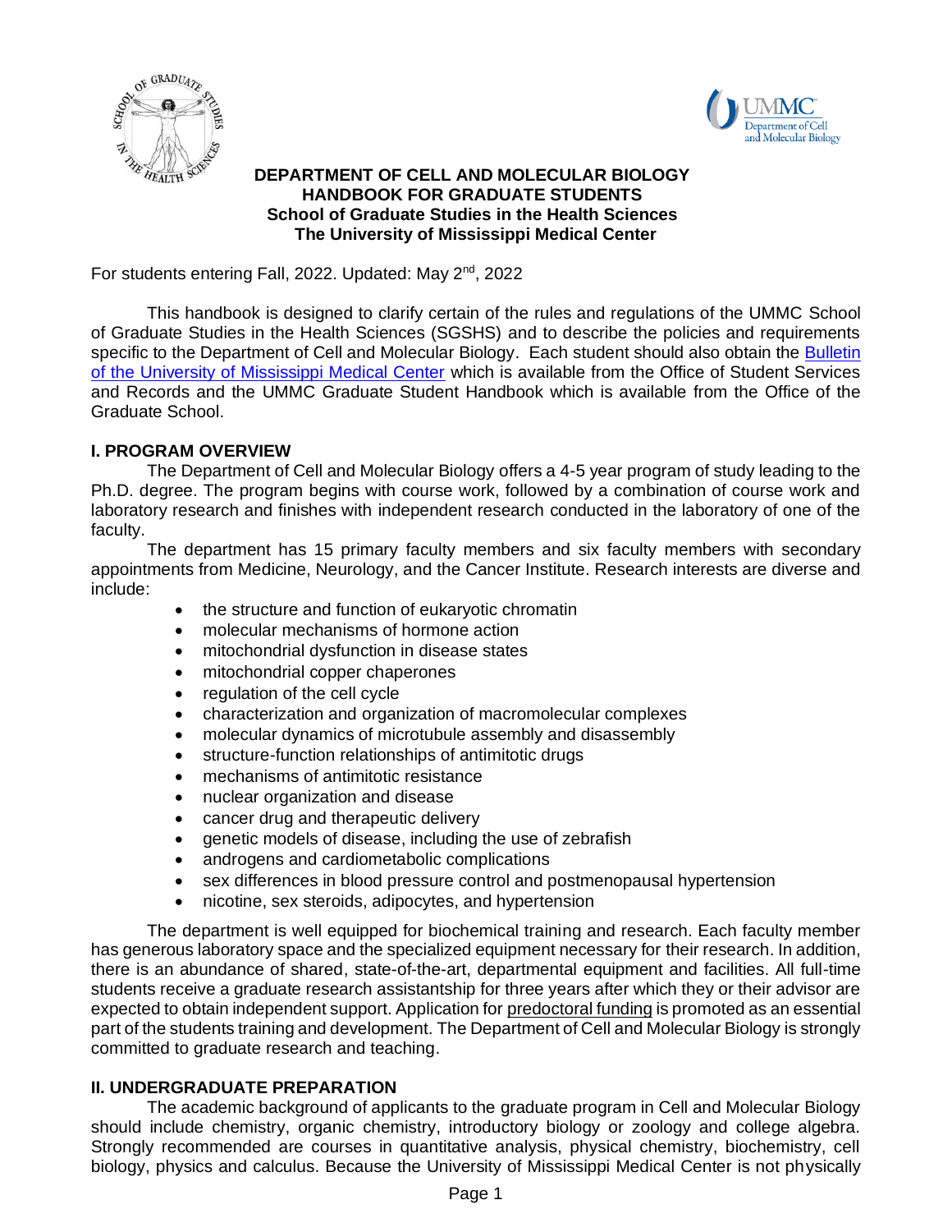**DEPARTMENT OF CELL AND MOLECULAR BIOLOGY**
**HANDBOOK FOR GRADUATE STUDENTS**
**School of Graduate Studies in the Health Sciences**
**The University of Mississippi Medical Center**

For students entering Fall, 2022. Updated: May 2nd, 2022

This handbook is designed to clarify certain of the rules and regulations of the UMMC School of Graduate Studies in the Health Sciences (SGSHS) and to describe the policies and requirements specific to the Department of Cell and Molecular Biology. Each student should also obtain the Bulletin of the University of Mississippi Medical Center which is available from the Office of Student Services and Records and the UMMC Graduate Student Handbook which is available from the Office of the Graduate School.

## I. PROGRAM OVERVIEW

The Department of Cell and Molecular Biology offers a 4-5 year program of study leading to the Ph.D. degree. The program begins with course work, followed by a combination of course work and laboratory research and finishes with independent research conducted in the laboratory of one of the faculty.

The department has 15 primary faculty members and six faculty members with secondary appointments from Medicine, Neurology, and the Cancer Institute. Research interests are diverse and include:

- the structure and function of eukaryotic chromatin
- molecular mechanisms of hormone action
- mitochondrial dysfunction in disease states
- mitochondrial copper chaperones
- regulation of the cell cycle
- characterization and organization of macromolecular complexes
- molecular dynamics of microtubule assembly and disassembly
- structure-function relationships of antimitotic drugs
- mechanisms of antimitotic resistance
- nuclear organization and disease
- cancer drug and therapeutic delivery
- genetic models of disease, including the use of zebrafish
- androgens and cardiometabolic complications
- sex differences in blood pressure control and postmenopausal hypertension
- nicotine, sex steroids, adipocytes, and hypertension

The department is well equipped for biochemical training and research. Each faculty member has generous laboratory space and the specialized equipment necessary for their research. In addition, there is an abundance of shared, state-of-the-art, departmental equipment and facilities. All full-time students receive a graduate research assistantship for three years after which they or their advisor are expected to obtain independent support. Application for predoctoral funding is promoted as an essential part of the students training and development. The Department of Cell and Molecular Biology is strongly committed to graduate research and teaching.

## II. UNDERGRADUATE PREPARATION

The academic background of applicants to the graduate program in Cell and Molecular Biology should include chemistry, organic chemistry, introductory biology or zoology and college algebra. Strongly recommended are courses in quantitative analysis, physical chemistry, biochemistry, cell biology, physics and calculus. Because the University of Mississippi Medical Center is not physically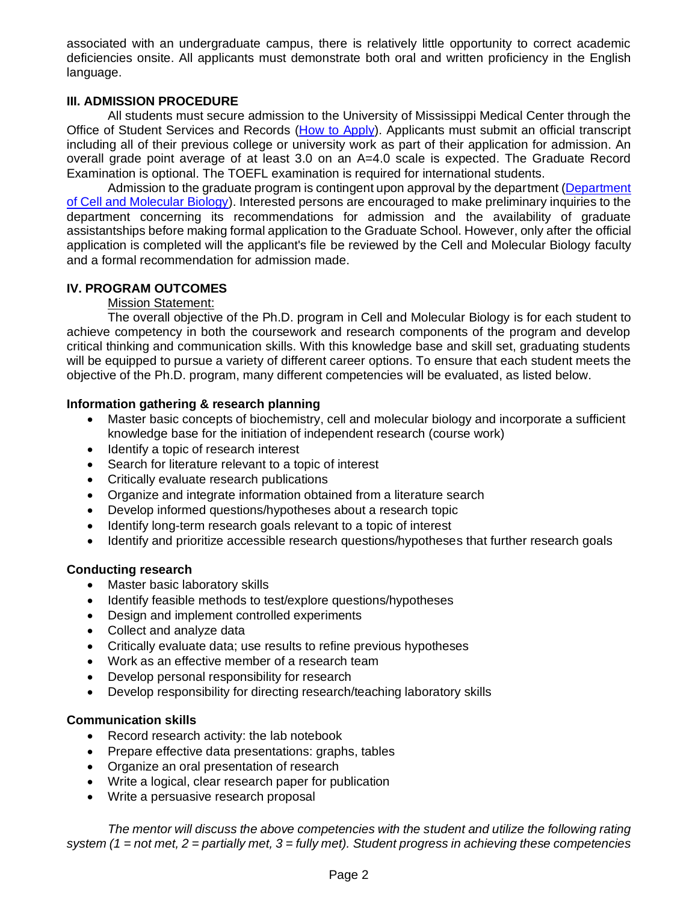associated with an undergraduate campus, there is relatively little opportunity to correct academic deficiencies onsite. All applicants must demonstrate both oral and written proficiency in the English language.

## III. ADMISSION PROCEDURE

All students must secure admission to the University of Mississippi Medical Center through the Office of Student Services and Records (How to Apply). Applicants must submit an official transcript including all of their previous college or university work as part of their application for admission. An overall grade point average of at least 3.0 on an A=4.0 scale is expected. The Graduate Record Examination is optional. The TOEFL examination is required for international students.

Admission to the graduate program is contingent upon approval by the department (Department of Cell and Molecular Biology). Interested persons are encouraged to make preliminary inquiries to the department concerning its recommendations for admission and the availability of graduate assistantships before making formal application to the Graduate School. However, only after the official application is completed will the applicant's file be reviewed by the Cell and Molecular Biology faculty and a formal recommendation for admission made.

## IV. PROGRAM OUTCOMES

Mission Statement:

The overall objective of the Ph.D. program in Cell and Molecular Biology is for each student to achieve competency in both the coursework and research components of the program and develop critical thinking and communication skills. With this knowledge base and skill set, graduating students will be equipped to pursue a variety of different career options. To ensure that each student meets the objective of the Ph.D. program, many different competencies will be evaluated, as listed below.

**Information gathering & research planning**

- Master basic concepts of biochemistry, cell and molecular biology and incorporate a sufficient knowledge base for the initiation of independent research (course work)
- Identify a topic of research interest
- Search for literature relevant to a topic of interest
- Critically evaluate research publications
- Organize and integrate information obtained from a literature search
- Develop informed questions/hypotheses about a research topic
- Identify long-term research goals relevant to a topic of interest
- Identify and prioritize accessible research questions/hypotheses that further research goals

**Conducting research**

- Master basic laboratory skills
- Identify feasible methods to test/explore questions/hypotheses
- Design and implement controlled experiments
- Collect and analyze data
- Critically evaluate data; use results to refine previous hypotheses
- Work as an effective member of a research team
- Develop personal responsibility for research
- Develop responsibility for directing research/teaching laboratory skills

**Communication skills**

- Record research activity: the lab notebook
- Prepare effective data presentations: graphs, tables
- Organize an oral presentation of research
- Write a logical, clear research paper for publication
- Write a persuasive research proposal

*The mentor will discuss the above competencies with the student and utilize the following rating system (1 = not met, 2 = partially met, 3 = fully met). Student progress in achieving these competencies*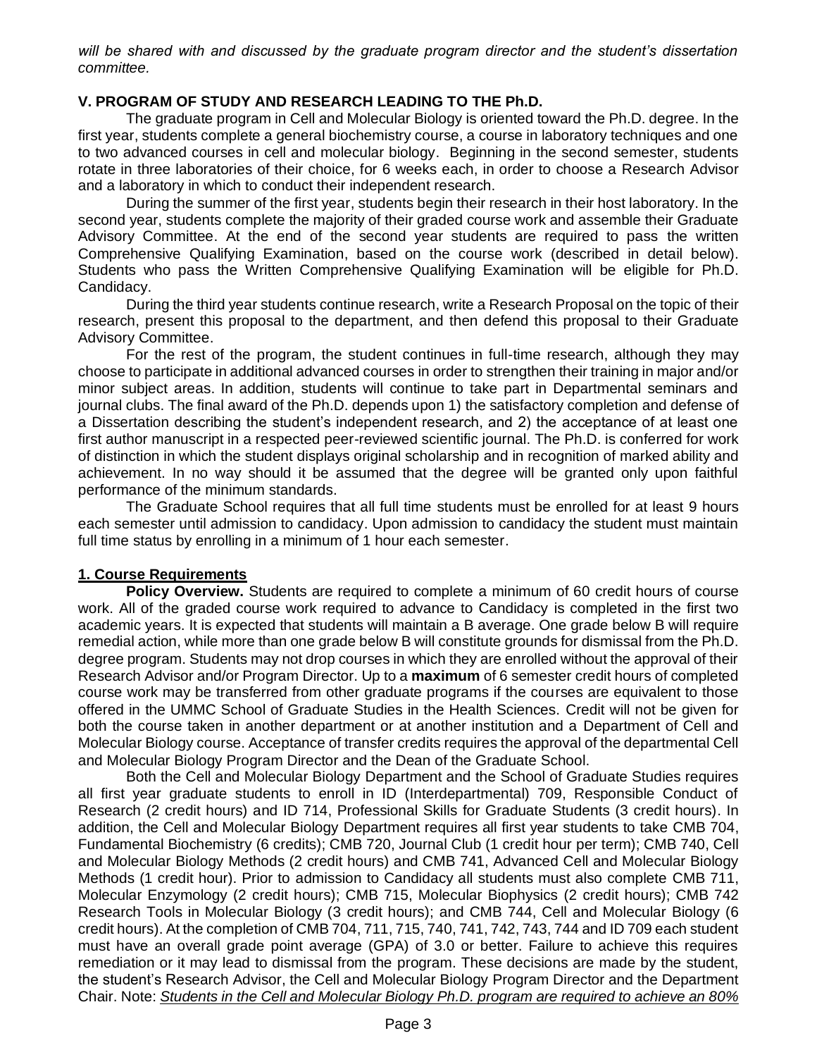*will be shared with and discussed by the graduate program director and the student's dissertation committee.*

## V. PROGRAM OF STUDY AND RESEARCH LEADING TO THE Ph.D.

The graduate program in Cell and Molecular Biology is oriented toward the Ph.D. degree. In the first year, students complete a general biochemistry course, a course in laboratory techniques and one to two advanced courses in cell and molecular biology. Beginning in the second semester, students rotate in three laboratories of their choice, for 6 weeks each, in order to choose a Research Advisor and a laboratory in which to conduct their independent research.

During the summer of the first year, students begin their research in their host laboratory. In the second year, students complete the majority of their graded course work and assemble their Graduate Advisory Committee. At the end of the second year students are required to pass the written Comprehensive Qualifying Examination, based on the course work (described in detail below). Students who pass the Written Comprehensive Qualifying Examination will be eligible for Ph.D. Candidacy.

During the third year students continue research, write a Research Proposal on the topic of their research, present this proposal to the department, and then defend this proposal to their Graduate Advisory Committee.

For the rest of the program, the student continues in full-time research, although they may choose to participate in additional advanced courses in order to strengthen their training in major and/or minor subject areas. In addition, students will continue to take part in Departmental seminars and journal clubs. The final award of the Ph.D. depends upon 1) the satisfactory completion and defense of a Dissertation describing the student's independent research, and 2) the acceptance of at least one first author manuscript in a respected peer-reviewed scientific journal. The Ph.D. is conferred for work of distinction in which the student displays original scholarship and in recognition of marked ability and achievement. In no way should it be assumed that the degree will be granted only upon faithful performance of the minimum standards.

The Graduate School requires that all full time students must be enrolled for at least 9 hours each semester until admission to candidacy. Upon admission to candidacy the student must maintain full time status by enrolling in a minimum of 1 hour each semester.

### 1. Course Requirements

**Policy Overview.** Students are required to complete a minimum of 60 credit hours of course work. All of the graded course work required to advance to Candidacy is completed in the first two academic years. It is expected that students will maintain a B average. One grade below B will require remedial action, while more than one grade below B will constitute grounds for dismissal from the Ph.D. degree program. Students may not drop courses in which they are enrolled without the approval of their Research Advisor and/or Program Director. Up to a **maximum** of 6 semester credit hours of completed course work may be transferred from other graduate programs if the courses are equivalent to those offered in the UMMC School of Graduate Studies in the Health Sciences. Credit will not be given for both the course taken in another department or at another institution and a Department of Cell and Molecular Biology course. Acceptance of transfer credits requires the approval of the departmental Cell and Molecular Biology Program Director and the Dean of the Graduate School.

Both the Cell and Molecular Biology Department and the School of Graduate Studies requires all first year graduate students to enroll in ID (Interdepartmental) 709, Responsible Conduct of Research (2 credit hours) and ID 714, Professional Skills for Graduate Students (3 credit hours). In addition, the Cell and Molecular Biology Department requires all first year students to take CMB 704, Fundamental Biochemistry (6 credits); CMB 720, Journal Club (1 credit hour per term); CMB 740, Cell and Molecular Biology Methods (2 credit hours) and CMB 741, Advanced Cell and Molecular Biology Methods (1 credit hour). Prior to admission to Candidacy all students must also complete CMB 711, Molecular Enzymology (2 credit hours); CMB 715, Molecular Biophysics (2 credit hours); CMB 742 Research Tools in Molecular Biology (3 credit hours); and CMB 744, Cell and Molecular Biology (6 credit hours). At the completion of CMB 704, 711, 715, 740, 741, 742, 743, 744 and ID 709 each student must have an overall grade point average (GPA) of 3.0 or better. Failure to achieve this requires remediation or it may lead to dismissal from the program. These decisions are made by the student, the student's Research Advisor, the Cell and Molecular Biology Program Director and the Department Chair. Note: ***Students in the Cell and Molecular Biology Ph.D. program are required to achieve an 80%***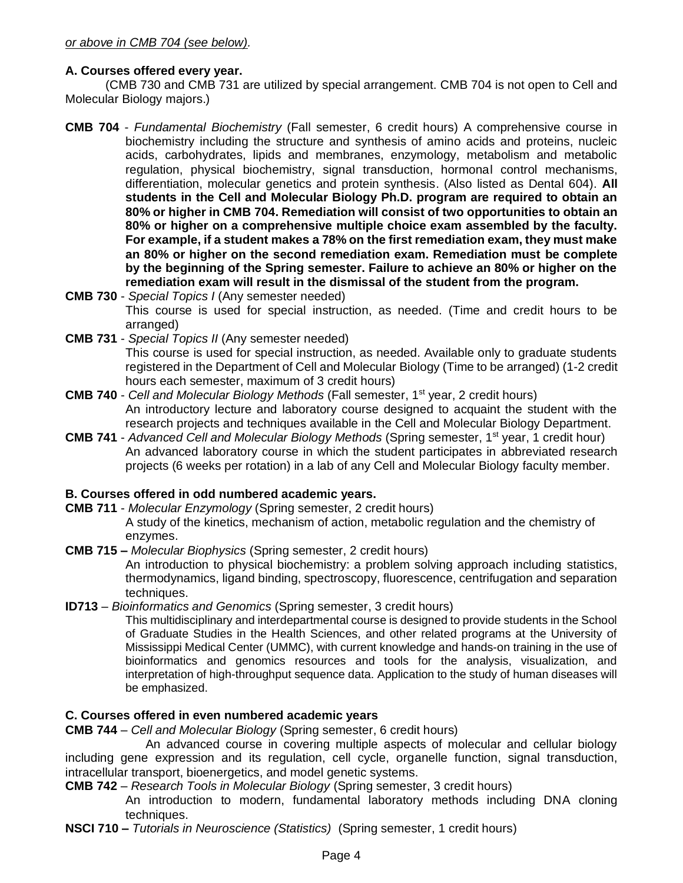*or above in CMB 704 (see below).*

**A. Courses offered every year.**

(CMB 730 and CMB 731 are utilized by special arrangement. CMB 704 is not open to Cell and Molecular Biology majors.)

**CMB 704** - *Fundamental Biochemistry* (Fall semester, 6 credit hours) A comprehensive course in biochemistry including the structure and synthesis of amino acids and proteins, nucleic acids, carbohydrates, lipids and membranes, enzymology, metabolism and metabolic regulation, physical biochemistry, signal transduction, hormonal control mechanisms, differentiation, molecular genetics and protein synthesis. (Also listed as Dental 604). **All students in the Cell and Molecular Biology Ph.D. program are required to obtain an 80% or higher in CMB 704. Remediation will consist of two opportunities to obtain an 80% or higher on a comprehensive multiple choice exam assembled by the faculty. For example, if a student makes a 78% on the first remediation exam, they must make an 80% or higher on the second remediation exam. Remediation must be complete by the beginning of the Spring semester. Failure to achieve an 80% or higher on the remediation exam will result in the dismissal of the student from the program.**

**CMB 730** - *Special Topics I* (Any semester needed)
This course is used for special instruction, as needed. (Time and credit hours to be arranged)

**CMB 731** - *Special Topics II* (Any semester needed)
This course is used for special instruction, as needed. Available only to graduate students registered in the Department of Cell and Molecular Biology (Time to be arranged) (1-2 credit hours each semester, maximum of 3 credit hours)

**CMB 740** - *Cell and Molecular Biology Methods* (Fall semester, 1st year, 2 credit hours)
An introductory lecture and laboratory course designed to acquaint the student with the research projects and techniques available in the Cell and Molecular Biology Department.

**CMB 741** - *Advanced Cell and Molecular Biology Methods* (Spring semester, 1st year, 1 credit hour)
An advanced laboratory course in which the student participates in abbreviated research projects (6 weeks per rotation) in a lab of any Cell and Molecular Biology faculty member.

**B. Courses offered in odd numbered academic years.**

**CMB 711** - *Molecular Enzymology* (Spring semester, 2 credit hours)
A study of the kinetics, mechanism of action, metabolic regulation and the chemistry of enzymes.

**CMB 715 –** *Molecular Biophysics* (Spring semester, 2 credit hours)
An introduction to physical biochemistry: a problem solving approach including statistics, thermodynamics, ligand binding, spectroscopy, fluorescence, centrifugation and separation techniques.

**ID713** – *Bioinformatics and Genomics* (Spring semester, 3 credit hours)
This multidisciplinary and interdepartmental course is designed to provide students in the School of Graduate Studies in the Health Sciences, and other related programs at the University of Mississippi Medical Center (UMMC), with current knowledge and hands-on training in the use of bioinformatics and genomics resources and tools for the analysis, visualization, and interpretation of high-throughput sequence data. Application to the study of human diseases will be emphasized.

**C. Courses offered in even numbered academic years**

**CMB 744** – *Cell and Molecular Biology* (Spring semester, 6 credit hours)
An advanced course in covering multiple aspects of molecular and cellular biology including gene expression and its regulation, cell cycle, organelle function, signal transduction, intracellular transport, bioenergetics, and model genetic systems.

**CMB 742** – *Research Tools in Molecular Biology* (Spring semester, 3 credit hours)
An introduction to modern, fundamental laboratory methods including DNA cloning techniques.

**NSCI 710 –** *Tutorials in Neuroscience (Statistics)* (Spring semester, 1 credit hours)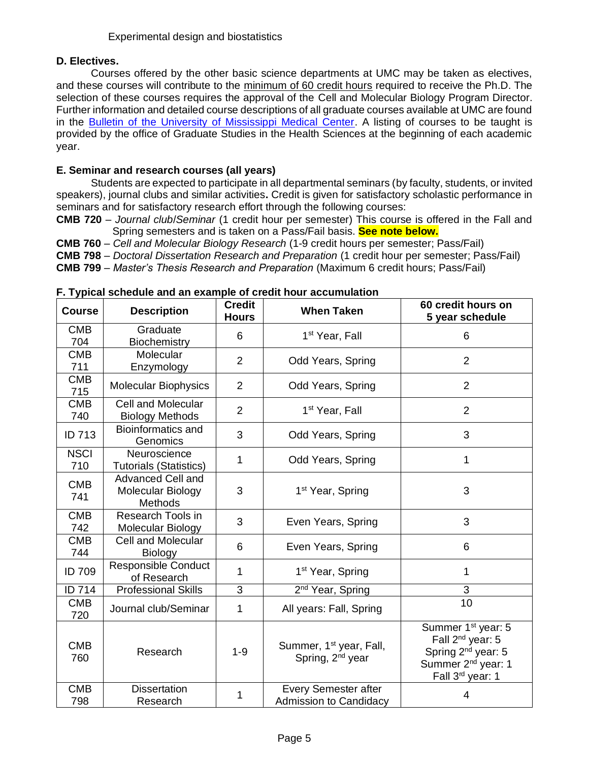Experimental design and biostatistics

**D. Electives.**

Courses offered by the other basic science departments at UMC may be taken as electives, and these courses will contribute to the minimum of 60 credit hours required to receive the Ph.D. The selection of these courses requires the approval of the Cell and Molecular Biology Program Director. Further information and detailed course descriptions of all graduate courses available at UMC are found in the [Bulletin of the University of Mississippi Medical Center](). A listing of courses to be taught is provided by the office of Graduate Studies in the Health Sciences at the beginning of each academic year.

**E. Seminar and research courses (all years)**

Students are expected to participate in all departmental seminars (by faculty, students, or invited speakers), journal clubs and similar activities**.** Credit is given for satisfactory scholastic performance in seminars and for satisfactory research effort through the following courses:

**CMB 720** – *Journal club/Seminar* (1 credit hour per semester) This course is offered in the Fall and Spring semesters and is taken on a Pass/Fail basis. **See note below.**

**CMB 760** – *Cell and Molecular Biology Research* (1-9 credit hours per semester; Pass/Fail)

**CMB 798** – *Doctoral Dissertation Research and Preparation* (1 credit hour per semester; Pass/Fail)

**CMB 799** – *Master's Thesis Research and Preparation* (Maximum 6 credit hours; Pass/Fail)

**F. Typical schedule and an example of credit hour accumulation**

| Course | Description | Credit Hours | When Taken | 60 credit hours on 5 year schedule |
|---|---|---|---|---|
| CMB 704 | Graduate Biochemistry | 6 | 1st Year, Fall | 6 |
| CMB 711 | Molecular Enzymology | 2 | Odd Years, Spring | 2 |
| CMB 715 | Molecular Biophysics | 2 | Odd Years, Spring | 2 |
| CMB 740 | Cell and Molecular Biology Methods | 2 | 1st Year, Fall | 2 |
| ID 713 | Bioinformatics and Genomics | 3 | Odd Years, Spring | 3 |
| NSCI 710 | Neuroscience Tutorials (Statistics) | 1 | Odd Years, Spring | 1 |
| CMB 741 | Advanced Cell and Molecular Biology Methods | 3 | 1st Year, Spring | 3 |
| CMB 742 | Research Tools in Molecular Biology | 3 | Even Years, Spring | 3 |
| CMB 744 | Cell and Molecular Biology | 6 | Even Years, Spring | 6 |
| ID 709 | Responsible Conduct of Research | 1 | 1st Year, Spring | 1 |
| ID 714 | Professional Skills | 3 | 2nd Year, Spring | 3 |
| CMB 720 | Journal club/Seminar | 1 | All years: Fall, Spring | 10 |
| CMB 760 | Research | 1-9 | Summer, 1st year, Fall, Spring, 2nd year | Summer 1st year: 5<br>Fall 2nd year: 5<br>Spring 2nd year: 5<br>Summer 2nd year: 1<br>Fall 3rd year: 1 |
| CMB 798 | Dissertation Research | 1 | Every Semester after Admission to Candidacy | 4 |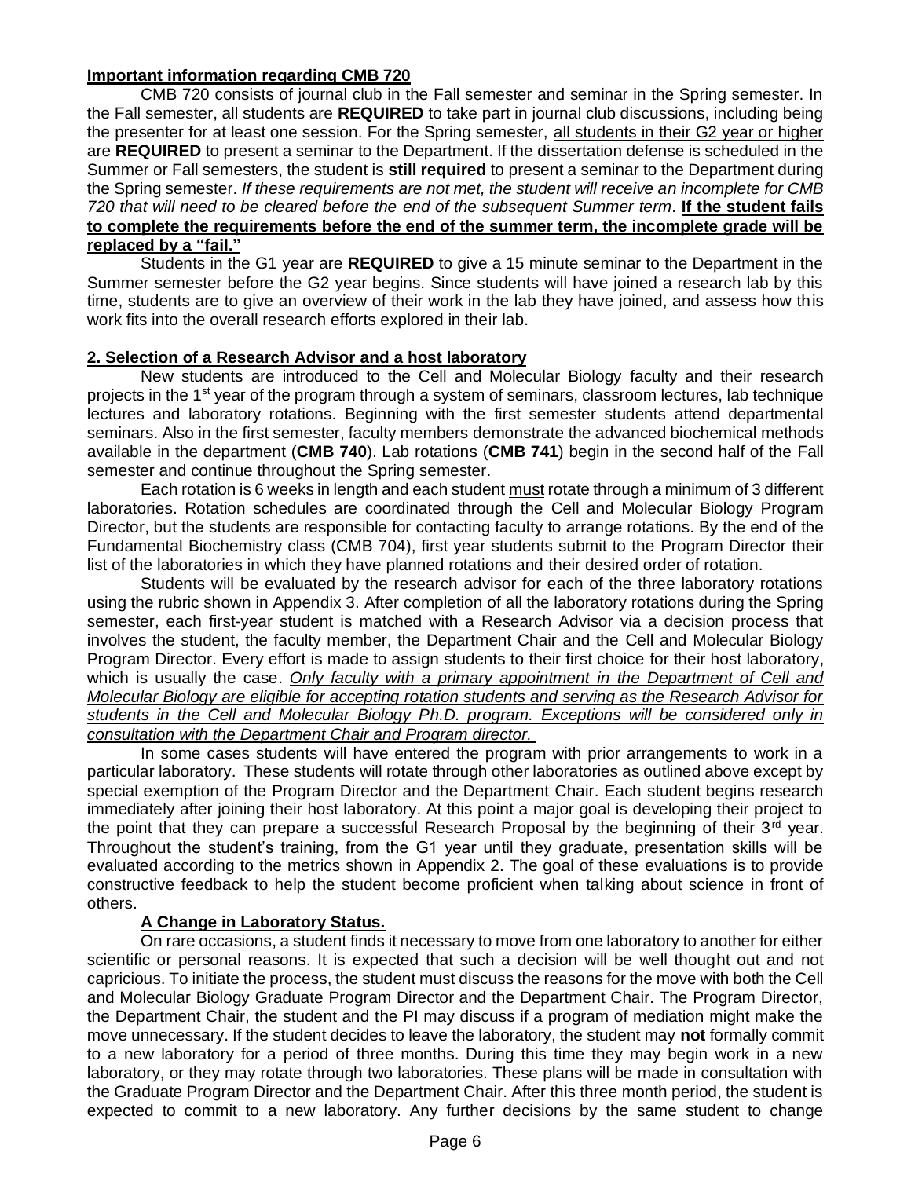**Important information regarding CMB 720**

CMB 720 consists of journal club in the Fall semester and seminar in the Spring semester. In the Fall semester, all students are **REQUIRED** to take part in journal club discussions, including being the presenter for at least one session. For the Spring semester, <u>all students in their G2 year or higher</u> are **REQUIRED** to present a seminar to the Department. If the dissertation defense is scheduled in the Summer or Fall semesters, the student is **still required** to present a seminar to the Department during the Spring semester. *If these requirements are not met, the student will receive an incomplete for CMB 720 that will need to be cleared before the end of the subsequent Summer term*. **<u>If the student fails to complete the requirements before the end of the summer term, the incomplete grade will be replaced by a "fail."</u>**

Students in the G1 year are **REQUIRED** to give a 15 minute seminar to the Department in the Summer semester before the G2 year begins. Since students will have joined a research lab by this time, students are to give an overview of their work in the lab they have joined, and assess how this work fits into the overall research efforts explored in their lab.

**2. Selection of a Research Advisor and a host laboratory**

New students are introduced to the Cell and Molecular Biology faculty and their research projects in the 1st year of the program through a system of seminars, classroom lectures, lab technique lectures and laboratory rotations. Beginning with the first semester students attend departmental seminars. Also in the first semester, faculty members demonstrate the advanced biochemical methods available in the department (**CMB 740**). Lab rotations (**CMB 741**) begin in the second half of the Fall semester and continue throughout the Spring semester.

Each rotation is 6 weeks in length and each student <u>must</u> rotate through a minimum of 3 different laboratories. Rotation schedules are coordinated through the Cell and Molecular Biology Program Director, but the students are responsible for contacting faculty to arrange rotations. By the end of the Fundamental Biochemistry class (CMB 704), first year students submit to the Program Director their list of the laboratories in which they have planned rotations and their desired order of rotation.

Students will be evaluated by the research advisor for each of the three laboratory rotations using the rubric shown in Appendix 3. After completion of all the laboratory rotations during the Spring semester, each first-year student is matched with a Research Advisor via a decision process that involves the student, the faculty member, the Department Chair and the Cell and Molecular Biology Program Director. Every effort is made to assign students to their first choice for their host laboratory, which is usually the case. *<u>Only faculty with a primary appointment in the Department of Cell and Molecular Biology are eligible for accepting rotation students and serving as the Research Advisor for students in the Cell and Molecular Biology Ph.D. program. Exceptions will be considered only in consultation with the Department Chair and Program director.</u>*

In some cases students will have entered the program with prior arrangements to work in a particular laboratory. These students will rotate through other laboratories as outlined above except by special exemption of the Program Director and the Department Chair. Each student begins research immediately after joining their host laboratory. At this point a major goal is developing their project to the point that they can prepare a successful Research Proposal by the beginning of their 3rd year. Throughout the student's training, from the G1 year until they graduate, presentation skills will be evaluated according to the metrics shown in Appendix 2. The goal of these evaluations is to provide constructive feedback to help the student become proficient when talking about science in front of others.

**<u>A Change in Laboratory Status.</u>**

On rare occasions, a student finds it necessary to move from one laboratory to another for either scientific or personal reasons. It is expected that such a decision will be well thought out and not capricious. To initiate the process, the student must discuss the reasons for the move with both the Cell and Molecular Biology Graduate Program Director and the Department Chair. The Program Director, the Department Chair, the student and the PI may discuss if a program of mediation might make the move unnecessary. If the student decides to leave the laboratory, the student may **not** formally commit to a new laboratory for a period of three months. During this time they may begin work in a new laboratory, or they may rotate through two laboratories. These plans will be made in consultation with the Graduate Program Director and the Department Chair. After this three month period, the student is expected to commit to a new laboratory. Any further decisions by the same student to change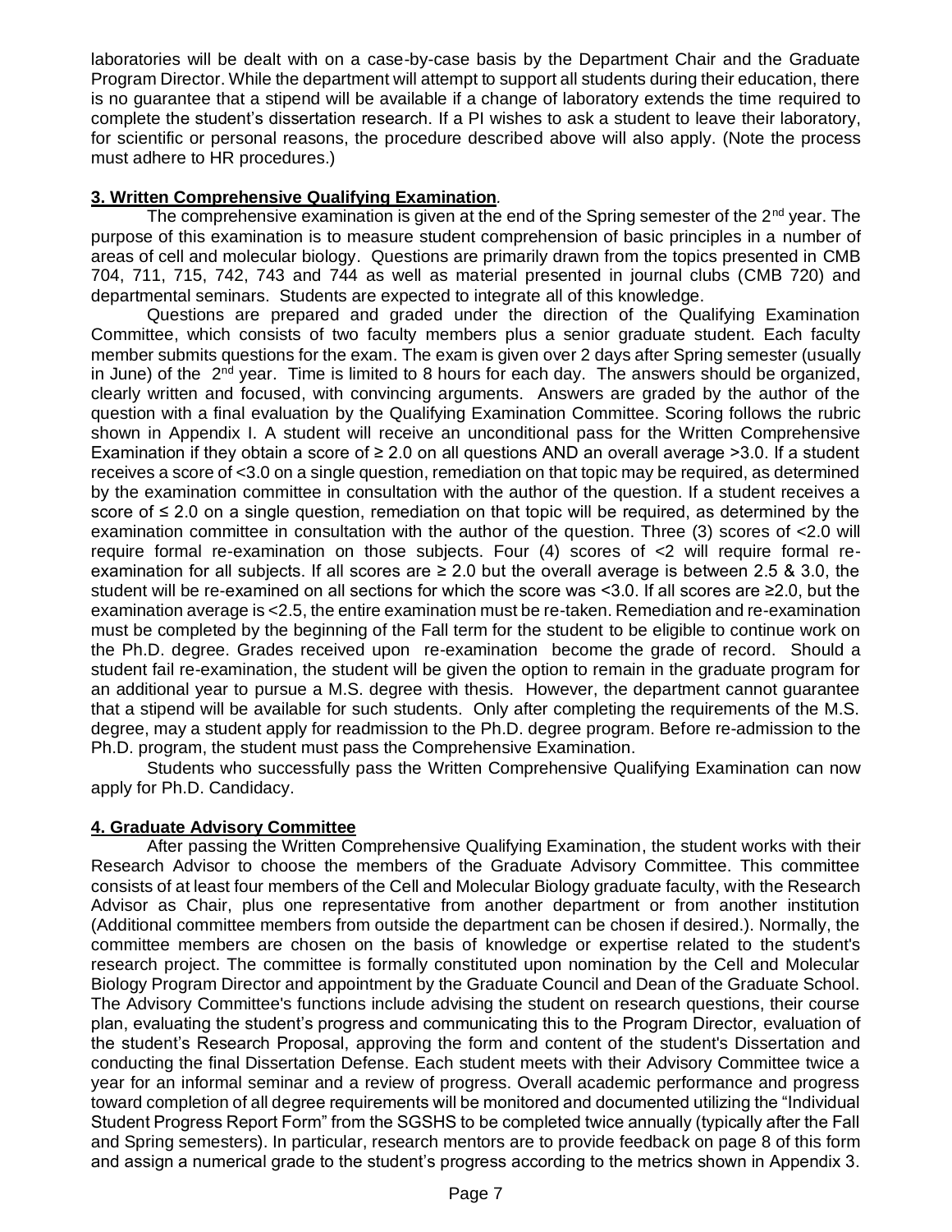laboratories will be dealt with on a case-by-case basis by the Department Chair and the Graduate Program Director. While the department will attempt to support all students during their education, there is no guarantee that a stipend will be available if a change of laboratory extends the time required to complete the student's dissertation research. If a PI wishes to ask a student to leave their laboratory, for scientific or personal reasons, the procedure described above will also apply. (Note the process must adhere to HR procedures.)

**3. Written Comprehensive Qualifying Examination**.

The comprehensive examination is given at the end of the Spring semester of the 2nd year. The purpose of this examination is to measure student comprehension of basic principles in a number of areas of cell and molecular biology. Questions are primarily drawn from the topics presented in CMB 704, 711, 715, 742, 743 and 744 as well as material presented in journal clubs (CMB 720) and departmental seminars. Students are expected to integrate all of this knowledge.

Questions are prepared and graded under the direction of the Qualifying Examination Committee, which consists of two faculty members plus a senior graduate student. Each faculty member submits questions for the exam. The exam is given over 2 days after Spring semester (usually in June) of the 2nd year. Time is limited to 8 hours for each day. The answers should be organized, clearly written and focused, with convincing arguments. Answers are graded by the author of the question with a final evaluation by the Qualifying Examination Committee. Scoring follows the rubric shown in Appendix I. A student will receive an unconditional pass for the Written Comprehensive Examination if they obtain a score of ≥ 2.0 on all questions AND an overall average >3.0. If a student receives a score of <3.0 on a single question, remediation on that topic may be required, as determined by the examination committee in consultation with the author of the question. If a student receives a score of ≤ 2.0 on a single question, remediation on that topic will be required, as determined by the examination committee in consultation with the author of the question. Three (3) scores of <2.0 will require formal re-examination on those subjects. Four (4) scores of <2 will require formal re-examination for all subjects. If all scores are ≥ 2.0 but the overall average is between 2.5 & 3.0, the student will be re-examined on all sections for which the score was <3.0. If all scores are ≥2.0, but the examination average is <2.5, the entire examination must be re-taken. Remediation and re-examination must be completed by the beginning of the Fall term for the student to be eligible to continue work on the Ph.D. degree. Grades received upon re-examination become the grade of record. Should a student fail re-examination, the student will be given the option to remain in the graduate program for an additional year to pursue a M.S. degree with thesis. However, the department cannot guarantee that a stipend will be available for such students. Only after completing the requirements of the M.S. degree, may a student apply for readmission to the Ph.D. degree program. Before re-admission to the Ph.D. program, the student must pass the Comprehensive Examination.

Students who successfully pass the Written Comprehensive Qualifying Examination can now apply for Ph.D. Candidacy.

**4. Graduate Advisory Committee**

After passing the Written Comprehensive Qualifying Examination, the student works with their Research Advisor to choose the members of the Graduate Advisory Committee. This committee consists of at least four members of the Cell and Molecular Biology graduate faculty, with the Research Advisor as Chair, plus one representative from another department or from another institution (Additional committee members from outside the department can be chosen if desired.). Normally, the committee members are chosen on the basis of knowledge or expertise related to the student's research project. The committee is formally constituted upon nomination by the Cell and Molecular Biology Program Director and appointment by the Graduate Council and Dean of the Graduate School. The Advisory Committee's functions include advising the student on research questions, their course plan, evaluating the student's progress and communicating this to the Program Director, evaluation of the student's Research Proposal, approving the form and content of the student's Dissertation and conducting the final Dissertation Defense. Each student meets with their Advisory Committee twice a year for an informal seminar and a review of progress. Overall academic performance and progress toward completion of all degree requirements will be monitored and documented utilizing the "Individual Student Progress Report Form" from the SGSHS to be completed twice annually (typically after the Fall and Spring semesters). In particular, research mentors are to provide feedback on page 8 of this form and assign a numerical grade to the student's progress according to the metrics shown in Appendix 3.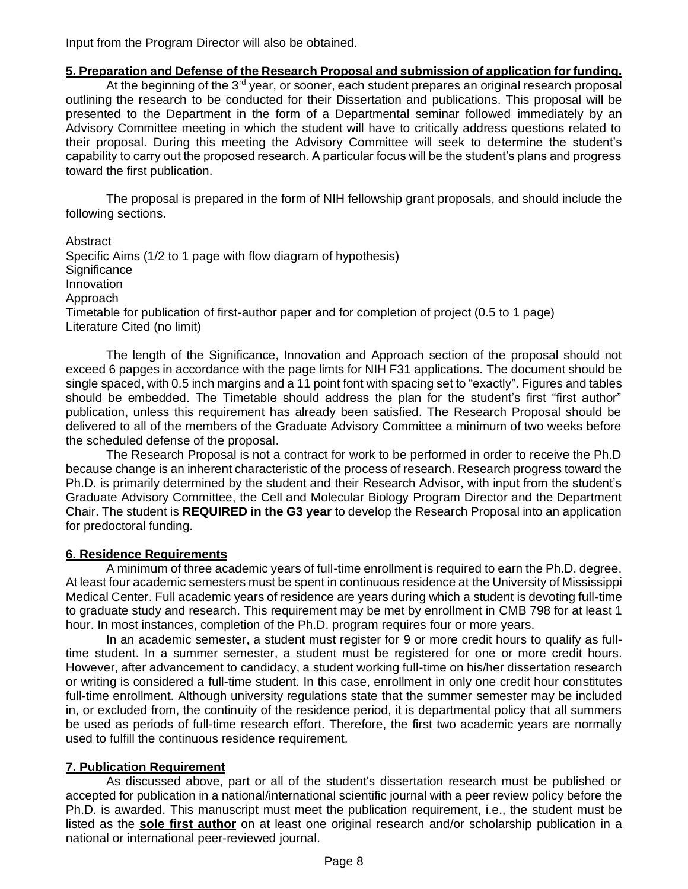Input from the Program Director will also be obtained.

**5. Preparation and Defense of the Research Proposal and submission of application for funding.**

At the beginning of the 3rd year, or sooner, each student prepares an original research proposal outlining the research to be conducted for their Dissertation and publications. This proposal will be presented to the Department in the form of a Departmental seminar followed immediately by an Advisory Committee meeting in which the student will have to critically address questions related to their proposal. During this meeting the Advisory Committee will seek to determine the student's capability to carry out the proposed research. A particular focus will be the student's plans and progress toward the first publication.

The proposal is prepared in the form of NIH fellowship grant proposals, and should include the following sections.

Abstract
Specific Aims (1/2 to 1 page with flow diagram of hypothesis)
Significance
Innovation
Approach
Timetable for publication of first-author paper and for completion of project (0.5 to 1 page)
Literature Cited (no limit)

The length of the Significance, Innovation and Approach section of the proposal should not exceed 6 papges in accordance with the page limts for NIH F31 applications. The document should be single spaced, with 0.5 inch margins and a 11 point font with spacing set to "exactly". Figures and tables should be embedded. The Timetable should address the plan for the student's first "first author" publication, unless this requirement has already been satisfied. The Research Proposal should be delivered to all of the members of the Graduate Advisory Committee a minimum of two weeks before the scheduled defense of the proposal.

The Research Proposal is not a contract for work to be performed in order to receive the Ph.D because change is an inherent characteristic of the process of research. Research progress toward the Ph.D. is primarily determined by the student and their Research Advisor, with input from the student's Graduate Advisory Committee, the Cell and Molecular Biology Program Director and the Department Chair. The student is **REQUIRED in the G3 year** to develop the Research Proposal into an application for predoctoral funding.

**6. Residence Requirements**

A minimum of three academic years of full-time enrollment is required to earn the Ph.D. degree. At least four academic semesters must be spent in continuous residence at the University of Mississippi Medical Center. Full academic years of residence are years during which a student is devoting full-time to graduate study and research. This requirement may be met by enrollment in CMB 798 for at least 1 hour. In most instances, completion of the Ph.D. program requires four or more years.

In an academic semester, a student must register for 9 or more credit hours to qualify as full-time student. In a summer semester, a student must be registered for one or more credit hours. However, after advancement to candidacy, a student working full-time on his/her dissertation research or writing is considered a full-time student. In this case, enrollment in only one credit hour constitutes full-time enrollment. Although university regulations state that the summer semester may be included in, or excluded from, the continuity of the residence period, it is departmental policy that all summers be used as periods of full-time research effort. Therefore, the first two academic years are normally used to fulfill the continuous residence requirement.

**7. Publication Requirement**

As discussed above, part or all of the student's dissertation research must be published or accepted for publication in a national/international scientific journal with a peer review policy before the Ph.D. is awarded. This manuscript must meet the publication requirement, i.e., the student must be listed as the **sole first author** on at least one original research and/or scholarship publication in a national or international peer-reviewed journal.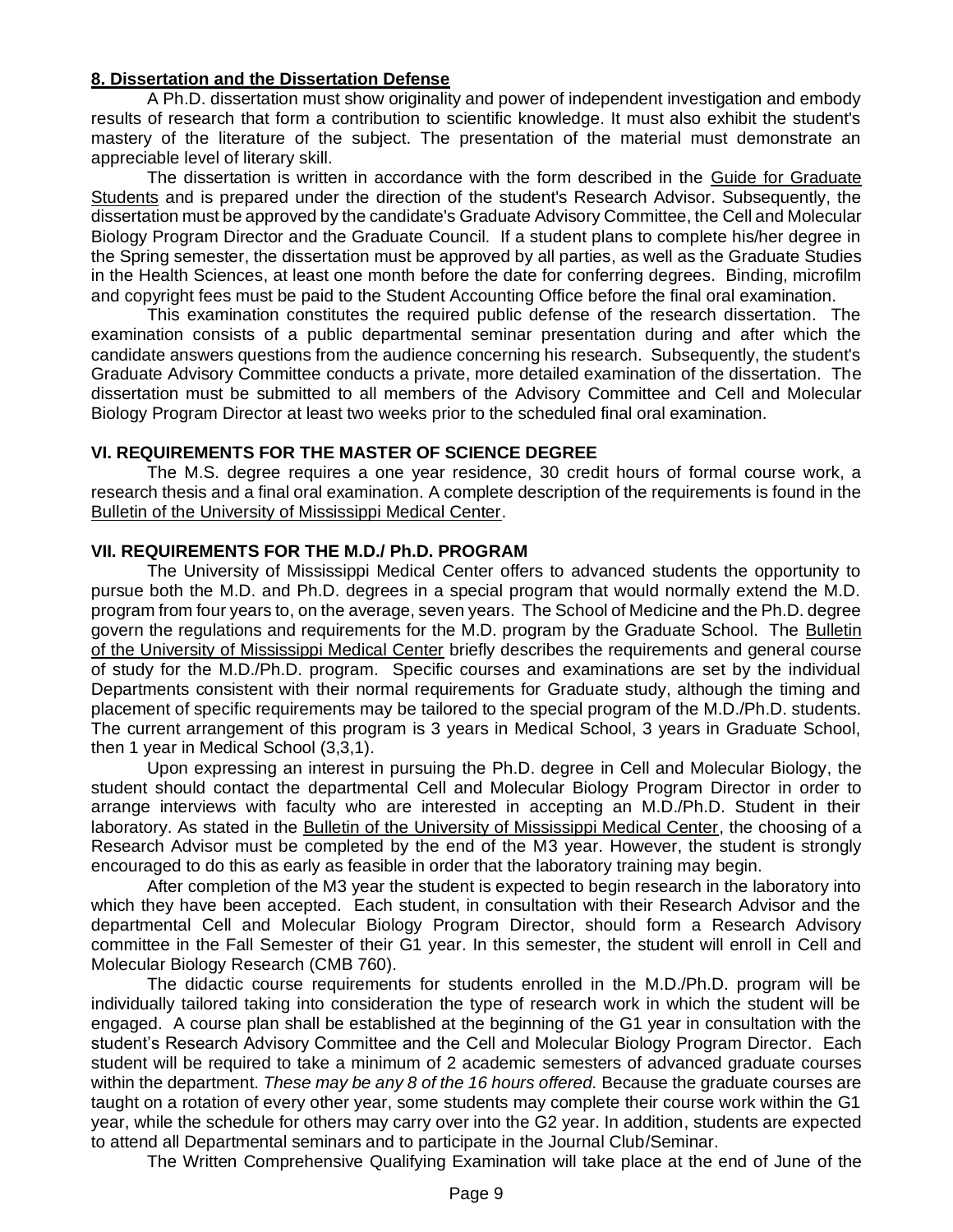### 8. Dissertation and the Dissertation Defense

A Ph.D. dissertation must show originality and power of independent investigation and embody results of research that form a contribution to scientific knowledge. It must also exhibit the student's mastery of the literature of the subject. The presentation of the material must demonstrate an appreciable level of literary skill.

The dissertation is written in accordance with the form described in the Guide for Graduate Students and is prepared under the direction of the student's Research Advisor. Subsequently, the dissertation must be approved by the candidate's Graduate Advisory Committee, the Cell and Molecular Biology Program Director and the Graduate Council. If a student plans to complete his/her degree in the Spring semester, the dissertation must be approved by all parties, as well as the Graduate Studies in the Health Sciences, at least one month before the date for conferring degrees. Binding, microfilm and copyright fees must be paid to the Student Accounting Office before the final oral examination.

This examination constitutes the required public defense of the research dissertation. The examination consists of a public departmental seminar presentation during and after which the candidate answers questions from the audience concerning his research. Subsequently, the student's Graduate Advisory Committee conducts a private, more detailed examination of the dissertation. The dissertation must be submitted to all members of the Advisory Committee and Cell and Molecular Biology Program Director at least two weeks prior to the scheduled final oral examination.

## VI. REQUIREMENTS FOR THE MASTER OF SCIENCE DEGREE

The M.S. degree requires a one year residence, 30 credit hours of formal course work, a research thesis and a final oral examination. A complete description of the requirements is found in the Bulletin of the University of Mississippi Medical Center.

## VII. REQUIREMENTS FOR THE M.D./ Ph.D. PROGRAM

The University of Mississippi Medical Center offers to advanced students the opportunity to pursue both the M.D. and Ph.D. degrees in a special program that would normally extend the M.D. program from four years to, on the average, seven years. The School of Medicine and the Ph.D. degree govern the regulations and requirements for the M.D. program by the Graduate School. The Bulletin of the University of Mississippi Medical Center briefly describes the requirements and general course of study for the M.D./Ph.D. program. Specific courses and examinations are set by the individual Departments consistent with their normal requirements for Graduate study, although the timing and placement of specific requirements may be tailored to the special program of the M.D./Ph.D. students. The current arrangement of this program is 3 years in Medical School, 3 years in Graduate School, then 1 year in Medical School (3,3,1).

Upon expressing an interest in pursuing the Ph.D. degree in Cell and Molecular Biology, the student should contact the departmental Cell and Molecular Biology Program Director in order to arrange interviews with faculty who are interested in accepting an M.D./Ph.D. Student in their laboratory. As stated in the Bulletin of the University of Mississippi Medical Center, the choosing of a Research Advisor must be completed by the end of the M3 year. However, the student is strongly encouraged to do this as early as feasible in order that the laboratory training may begin.

After completion of the M3 year the student is expected to begin research in the laboratory into which they have been accepted. Each student, in consultation with their Research Advisor and the departmental Cell and Molecular Biology Program Director, should form a Research Advisory committee in the Fall Semester of their G1 year. In this semester, the student will enroll in Cell and Molecular Biology Research (CMB 760).

The didactic course requirements for students enrolled in the M.D./Ph.D. program will be individually tailored taking into consideration the type of research work in which the student will be engaged. A course plan shall be established at the beginning of the G1 year in consultation with the student's Research Advisory Committee and the Cell and Molecular Biology Program Director. Each student will be required to take a minimum of 2 academic semesters of advanced graduate courses within the department. *These may be any 8 of the 16 hours offered.* Because the graduate courses are taught on a rotation of every other year, some students may complete their course work within the G1 year, while the schedule for others may carry over into the G2 year. In addition, students are expected to attend all Departmental seminars and to participate in the Journal Club/Seminar.

The Written Comprehensive Qualifying Examination will take place at the end of June of the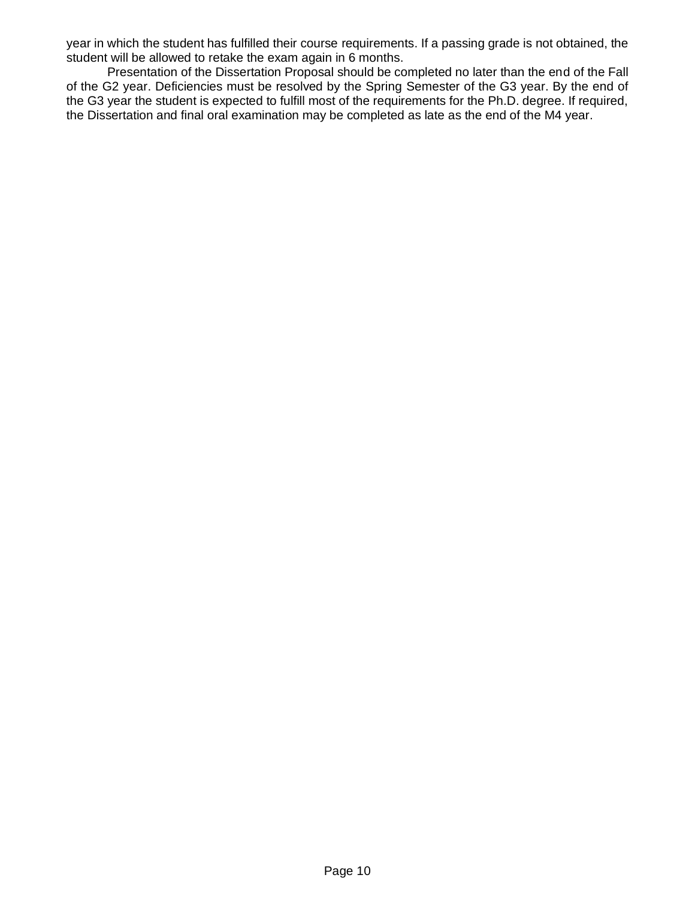year in which the student has fulfilled their course requirements. If a passing grade is not obtained, the student will be allowed to retake the exam again in 6 months.

Presentation of the Dissertation Proposal should be completed no later than the end of the Fall of the G2 year. Deficiencies must be resolved by the Spring Semester of the G3 year. By the end of the G3 year the student is expected to fulfill most of the requirements for the Ph.D. degree. If required, the Dissertation and final oral examination may be completed as late as the end of the M4 year.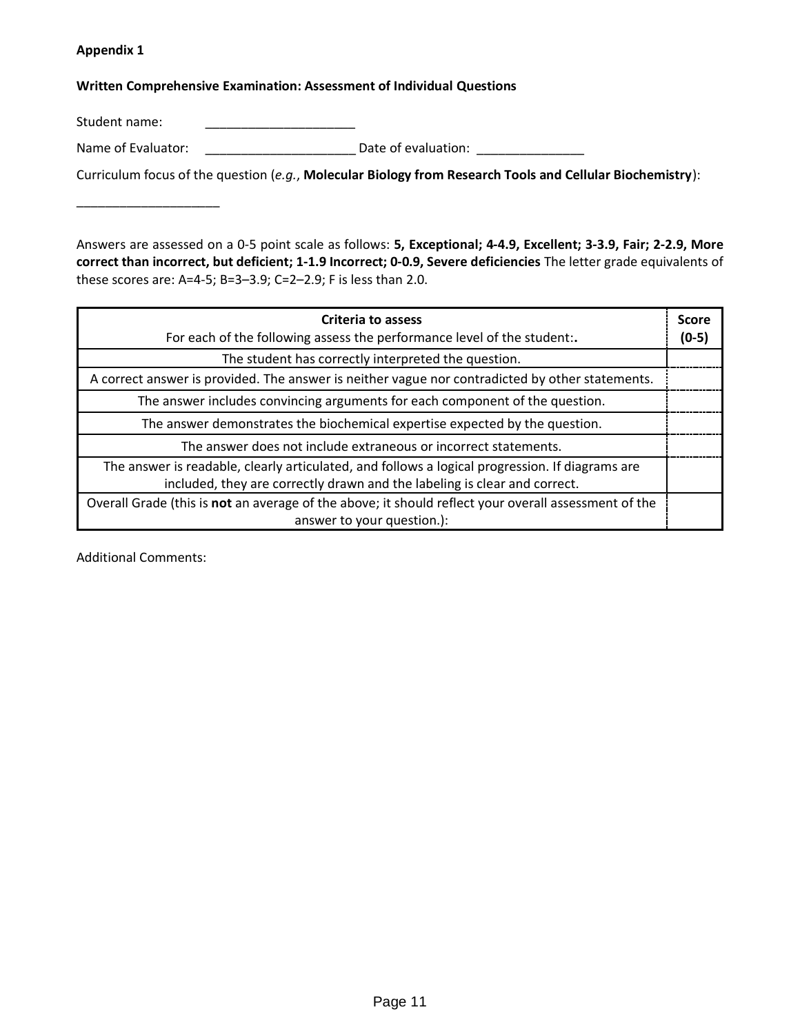**Appendix 1**

**Written Comprehensive Examination: Assessment of Individual Questions**

Student name: ______________________

Name of Evaluator: ______________________ Date of evaluation: ________________

Curriculum focus of the question (*e.g.*, **Molecular Biology from Research Tools and Cellular Biochemistry**):

____________________

Answers are assessed on a 0-5 point scale as follows: **5, Exceptional; 4-4.9, Excellent; 3-3.9, Fair; 2-2.9, More correct than incorrect, but deficient; 1-1.9 Incorrect; 0-0.9, Severe deficiencies** The letter grade equivalents of these scores are: A=4-5; B=3–3.9; C=2–2.9; F is less than 2.0.

| **Criteria to assess**<br>For each of the following assess the performance level of the student:**.** | **Score (0-5)** |
|---|---|
| The student has correctly interpreted the question. | |
| A correct answer is provided. The answer is neither vague nor contradicted by other statements. | |
| The answer includes convincing arguments for each component of the question. | |
| The answer demonstrates the biochemical expertise expected by the question. | |
| The answer does not include extraneous or incorrect statements. | |
| The answer is readable, clearly articulated, and follows a logical progression. If diagrams are included, they are correctly drawn and the labeling is clear and correct. | |
| Overall Grade (this is **not** an average of the above; it should reflect your overall assessment of the answer to your question.): | |

Additional Comments: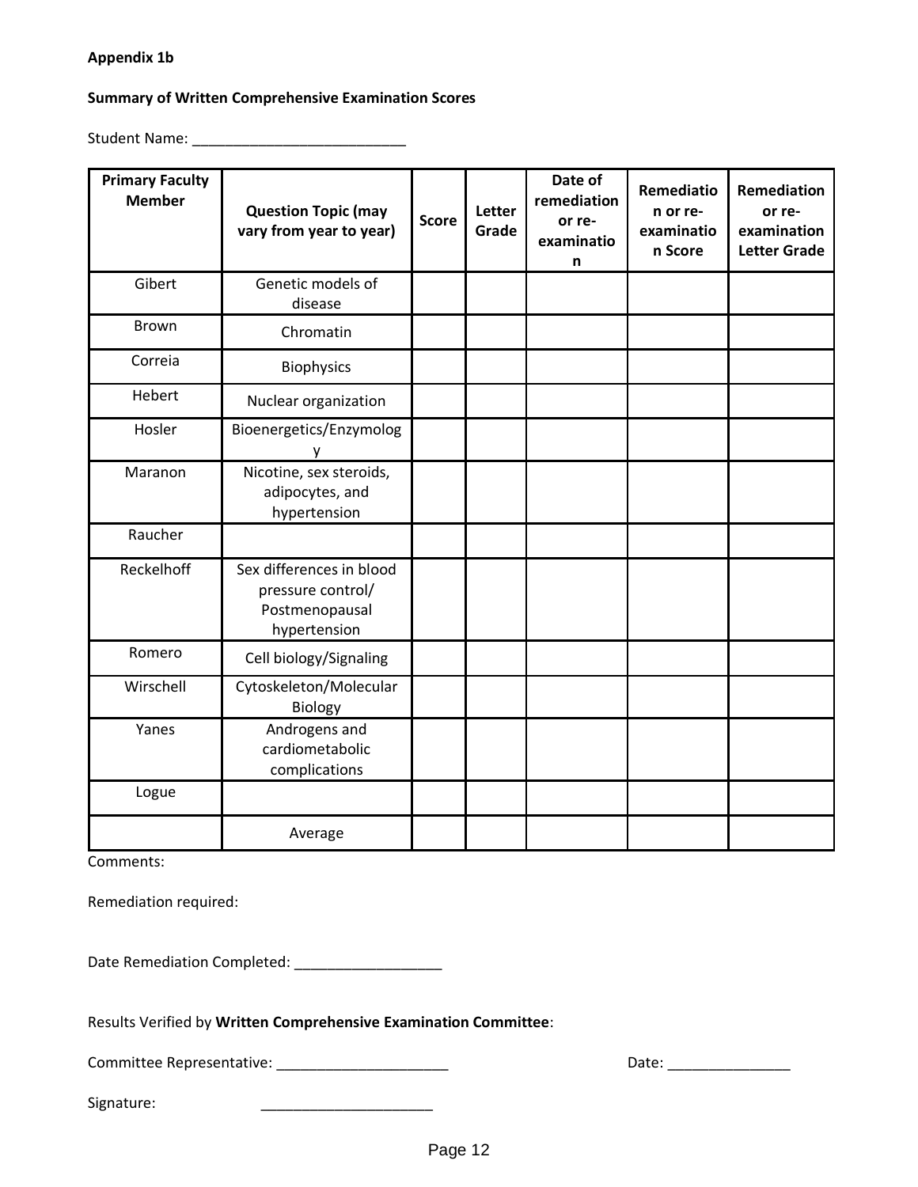**Appendix 1b**

**Summary of Written Comprehensive Examination Scores**

Student Name: ___________________________

| Primary Faculty Member | Question Topic (may vary from year to year) | Score | Letter Grade | Date of remediation or re-examination | Remediation or re-examination Score | Remediation or re-examination Letter Grade |
|---|---|---|---|---|---|---|
| Gibert | Genetic models of disease | | | | | |
| Brown | Chromatin | | | | | |
| Correia | Biophysics | | | | | |
| Hebert | Nuclear organization | | | | | |
| Hosler | Bioenergetics/Enzymology | | | | | |
| Maranon | Nicotine, sex steroids, adipocytes, and hypertension | | | | | |
| Raucher | | | | | | |
| Reckelhoff | Sex differences in blood pressure control/ Postmenopausal hypertension | | | | | |
| Romero | Cell biology/Signaling | | | | | |
| Wirschell | Cytoskeleton/Molecular Biology | | | | | |
| Yanes | Androgens and cardiometabolic complications | | | | | |
| Logue | | | | | | |
| | Average | | | | | |

Comments:

Remediation required:

Date Remediation Completed: ___________________

Results Verified by **Written Comprehensive Examination Committee**:

Committee Representative: ______________________ Date: ________________

Signature: ______________________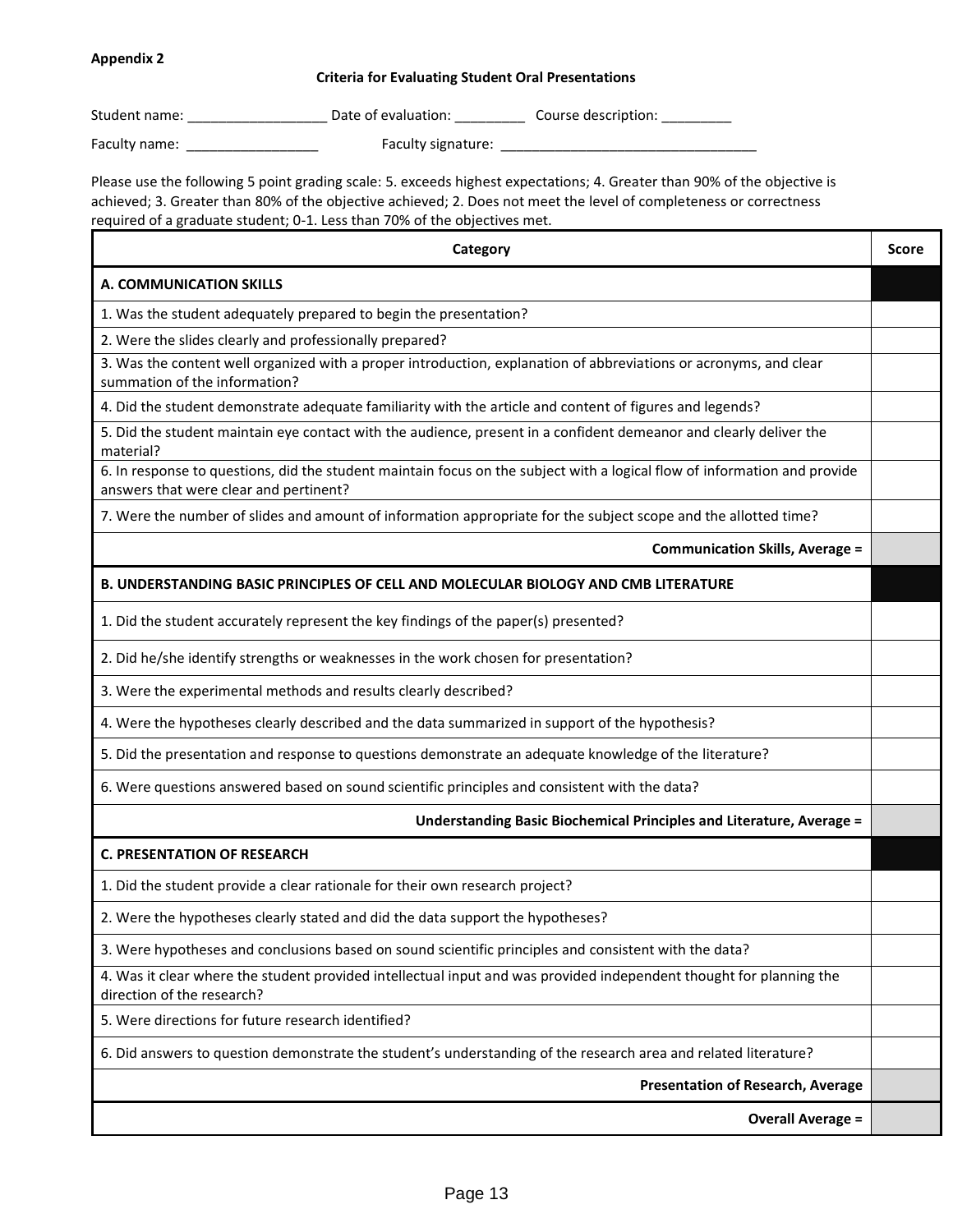**Appendix 2**

**Criteria for Evaluating Student Oral Presentations**

Student name: __________________ Date of evaluation: _________ Course description: _________

Faculty name: _________________ Faculty signature: __________________________________

Please use the following 5 point grading scale: 5. exceeds highest expectations; 4. Greater than 90% of the objective is achieved; 3. Greater than 80% of the objective achieved; 2. Does not meet the level of completeness or correctness required of a graduate student; 0-1. Less than 70% of the objectives met.

| Category | Score |
|---|---|
| **A. COMMUNICATION SKILLS** | |
| 1. Was the student adequately prepared to begin the presentation? | |
| 2. Were the slides clearly and professionally prepared? | |
| 3. Was the content well organized with a proper introduction, explanation of abbreviations or acronyms, and clear summation of the information? | |
| 4. Did the student demonstrate adequate familiarity with the article and content of figures and legends? | |
| 5. Did the student maintain eye contact with the audience, present in a confident demeanor and clearly deliver the material? | |
| 6. In response to questions, did the student maintain focus on the subject with a logical flow of information and provide answers that were clear and pertinent? | |
| 7. Were the number of slides and amount of information appropriate for the subject scope and the allotted time? | |
| **Communication Skills, Average =** | |
| **B. UNDERSTANDING BASIC PRINCIPLES OF CELL AND MOLECULAR BIOLOGY AND CMB LITERATURE** | |
| 1. Did the student accurately represent the key findings of the paper(s) presented? | |
| 2. Did he/she identify strengths or weaknesses in the work chosen for presentation? | |
| 3. Were the experimental methods and results clearly described? | |
| 4. Were the hypotheses clearly described and the data summarized in support of the hypothesis? | |
| 5. Did the presentation and response to questions demonstrate an adequate knowledge of the literature? | |
| 6. Were questions answered based on sound scientific principles and consistent with the data? | |
| **Understanding Basic Biochemical Principles and Literature, Average =** | |
| **C. PRESENTATION OF RESEARCH** | |
| 1. Did the student provide a clear rationale for their own research project? | |
| 2. Were the hypotheses clearly stated and did the data support the hypotheses? | |
| 3. Were hypotheses and conclusions based on sound scientific principles and consistent with the data? | |
| 4. Was it clear where the student provided intellectual input and was provided independent thought for planning the direction of the research? | |
| 5. Were directions for future research identified? | |
| 6. Did answers to question demonstrate the student's understanding of the research area and related literature? | |
| **Presentation of Research, Average** | |
| **Overall Average =** | |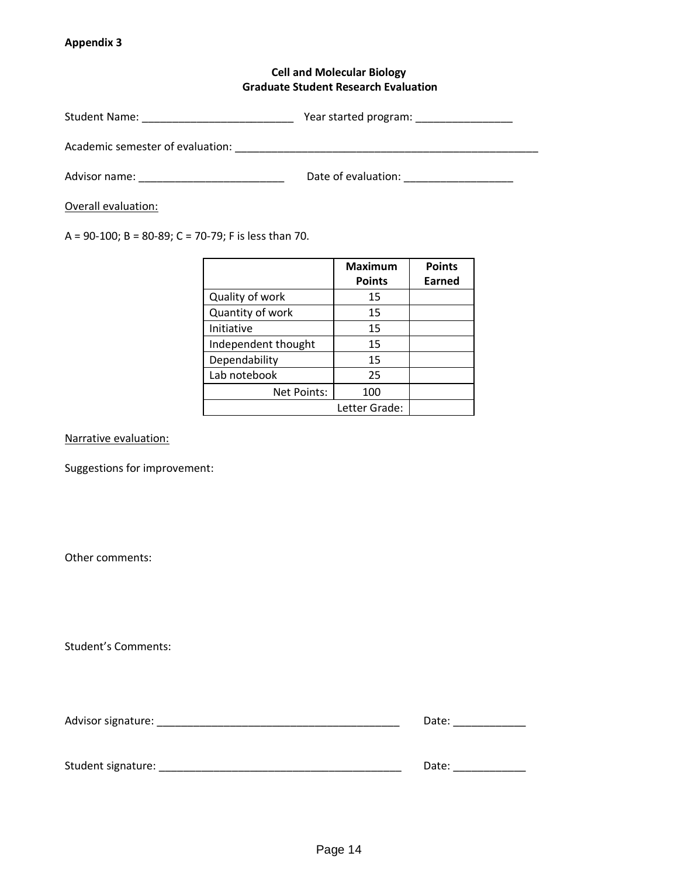**Appendix 3**

**Cell and Molecular Biology**
**Graduate Student Research Evaluation**

Student Name: _________________________ Year started program: ________________

Academic semester of evaluation: ____________________________________________________

Advisor name: ________________________ Date of evaluation: __________________

Overall evaluation:

A = 90-100; B = 80-89; C = 70-79; F is less than 70.

| | **Maximum Points** | **Points Earned** |
|---|---|---|
| Quality of work | 15 | |
| Quantity of work | 15 | |
| Initiative | 15 | |
| Independent thought | 15 | |
| Dependability | 15 | |
| Lab notebook | 25 | |
| Net Points: | 100 | |
| | Letter Grade: | |

Narrative evaluation:

Suggestions for improvement:

Other comments:

Student's Comments:

Advisor signature: _________________________________________ Date: ____________

Student signature: _________________________________________ Date: ____________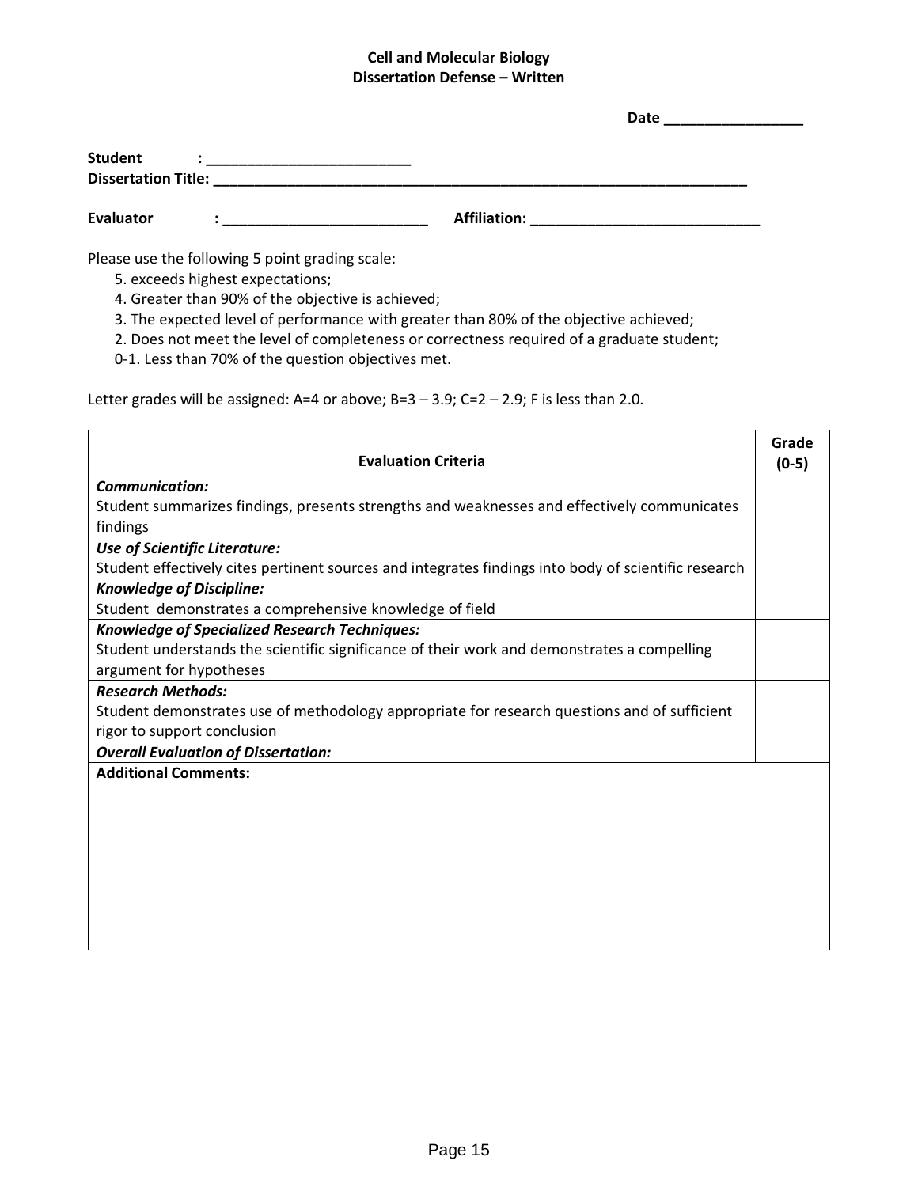**Cell and Molecular Biology**
**Dissertation Defense – Written**

**Date** _________________

**Student** : _________________________
**Dissertation Title:** _____________________________________________________________________

**Evaluator** : _________________________ **Affiliation:** _____________________________

Please use the following 5 point grading scale:

5. exceeds highest expectations;
4. Greater than 90% of the objective is achieved;
3. The expected level of performance with greater than 80% of the objective achieved;
2. Does not meet the level of completeness or correctness required of a graduate student;

0-1. Less than 70% of the question objectives met.

Letter grades will be assigned: A=4 or above; B=3 – 3.9; C=2 – 2.9; F is less than 2.0.

| Evaluation Criteria | Grade (0-5) |
|---|---|
| ***Communication:***<br>Student summarizes findings, presents strengths and weaknesses and effectively communicates findings | |
| ***Use of Scientific Literature:***<br>Student effectively cites pertinent sources and integrates findings into body of scientific research | |
| ***Knowledge of Discipline:***<br>Student demonstrates a comprehensive knowledge of field | |
| ***Knowledge of Specialized Research Techniques:***<br>Student understands the scientific significance of their work and demonstrates a compelling argument for hypotheses | |
| ***Research Methods:***<br>Student demonstrates use of methodology appropriate for research questions and of sufficient rigor to support conclusion | |
| ***Overall Evaluation of Dissertation:*** | |
| **Additional Comments:** | |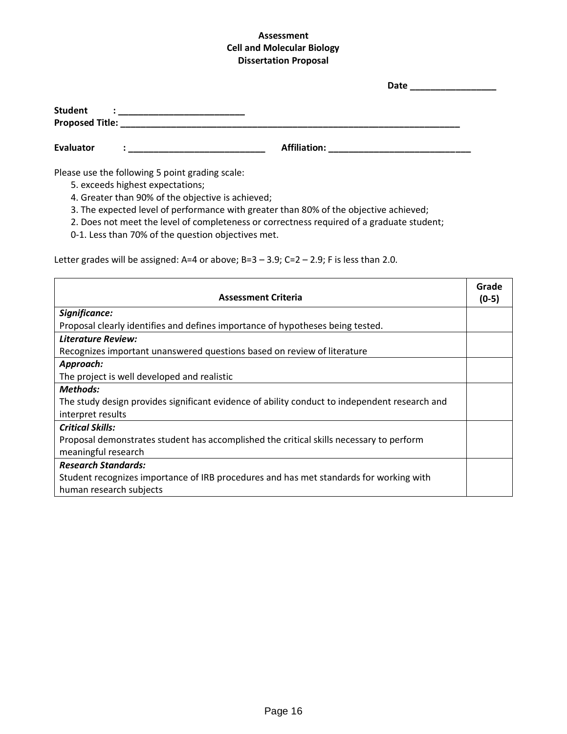**Assessment**
**Cell and Molecular Biology**
**Dissertation Proposal**

**Date** _________________

**Student** : _________________________
**Proposed Title:** _____________________________________________________________________

**Evaluator** : ___________________________ **Affiliation:** ____________________________

Please use the following 5 point grading scale:

5. exceeds highest expectations;
4. Greater than 90% of the objective is achieved;
3. The expected level of performance with greater than 80% of the objective achieved;
2. Does not meet the level of completeness or correctness required of a graduate student;

0-1. Less than 70% of the question objectives met.

Letter grades will be assigned: A=4 or above; B=3 – 3.9; C=2 – 2.9; F is less than 2.0.

| Assessment Criteria | Grade (0-5) |
|---|---|
| ***Significance:*** Proposal clearly identifies and defines importance of hypotheses being tested. | |
| ***Literature Review:*** Recognizes important unanswered questions based on review of literature | |
| ***Approach:*** The project is well developed and realistic | |
| ***Methods:*** The study design provides significant evidence of ability conduct to independent research and interpret results | |
| ***Critical Skills:*** Proposal demonstrates student has accomplished the critical skills necessary to perform meaningful research | |
| ***Research Standards:*** Student recognizes importance of IRB procedures and has met standards for working with human research subjects | |